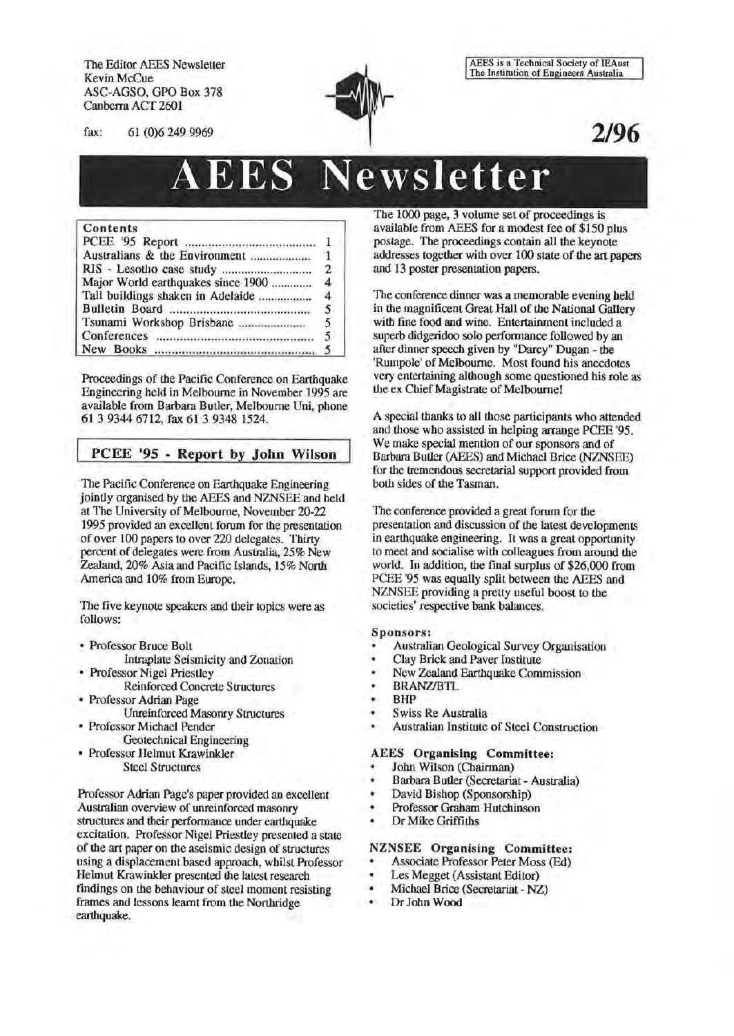The Editor AEES Newsletter
Kevin McCue
ASC-AGSO, GPO Box 378
Canberra ACT 2601

fax: 61 (0)6 249 9969

AEES is a Technical Society of IEAust
The Institution of Engineers Australia

**2/96**

# AEES Newsletter

| Contents | |
|---|---|
| PCEE '95 Report | 1 |
| Australians & the Environment | 1 |
| RIS - Lesotho case study | 2 |
| Major World earthquakes since 1900 | 4 |
| Tall buildings shaken in Adelaide | 4 |
| Bulletin Board | 5 |
| Tsunami Workshop Brisbane | 5 |
| Conferences | 5 |
| New Books | 5 |

Proceedings of the Pacific Conference on Earthquake Engineering held in Melbourne in November 1995 are available from Barbara Butler, Melbourne Uni, phone 61 3 9344 6712, fax 61 3 9348 1524.

## PCEE '95 - Report by John Wilson

The Pacific Conference on Earthquake Engineering jointly organised by the AEES and NZNSEE and held at The University of Melbourne, November 20-22 1995 provided an excellent forum for the presentation of over 100 papers to over 220 delegates. Thirty percent of delegates were from Australia, 25% New Zealand, 20% Asia and Pacific Islands, 15% North America and 10% from Europe.

The five keynote speakers and their topics were as follows:

- Professor Bruce Bolt
  Intraplate Seismicity and Zonation
- Professor Nigel Priestley
  Reinforced Concrete Structures
- Professor Adrian Page
  Unreinforced Masonry Structures
- Professor Michael Pender
  Geotechnical Engineering
- Professor Helmut Krawinkler
  Steel Structures

Professor Adrian Page's paper provided an excellent Australian overview of unreinforced masonry structures and their performance under earthquake excitation. Professor Nigel Priestley presented a state of the art paper on the aseismic design of structures using a displacement based approach, whilst Professor Helmut Krawinkler presented the latest research findings on the behaviour of steel moment resisting frames and lessons learnt from the Northridge earthquake.

The 1000 page, 3 volume set of proceedings is available from AEES for a modest fee of $150 plus postage. The proceedings contain all the keynote addresses together with over 100 state of the art papers and 13 poster presentation papers.

The conference dinner was a memorable evening held in the magnificent Great Hall of the National Gallery with fine food and wine. Entertainment included a superb didgeridoo solo performance followed by an after dinner speech given by "Darcy" Dugan - the 'Rumpole' of Melbourne. Most found his anecdotes very entertaining although some questioned his role as the ex Chief Magistrate of Melbourne!

A special thanks to all those participants who attended and those who assisted in helping arrange PCEE '95. We make special mention of our sponsors and of Barbara Butler (AEES) and Michael Brice (NZNSEE) for the tremendous secretarial support provided from both sides of the Tasman.

The conference provided a great forum for the presentation and discussion of the latest developments in earthquake engineering. It was a great opportunity to meet and socialise with colleagues from around the world. In addition, the final surplus of $26,000 from PCEE '95 was equally split between the AEES and NZNSEE providing a pretty useful boost to the societies' respective bank balances.

### Sponsors:

- Australian Geological Survey Organisation
- Clay Brick and Paver Institute
- New Zealand Earthquake Commission
- BRANZ/BTL
- BHP
- Swiss Re Australia
- Australian Institute of Steel Construction

### AEES Organising Committee:

- John Wilson (Chairman)
- Barbara Butler (Secretariat - Australia)
- David Bishop (Sponsorship)
- Professor Graham Hutchinson
- Dr Mike Griffiths

### NZNSEE Organising Committee:

- Associate Professor Peter Moss (Ed)
- Les Megget (Assistant Editor)
- Michael Brice (Secretariat - NZ)
- Dr John Wood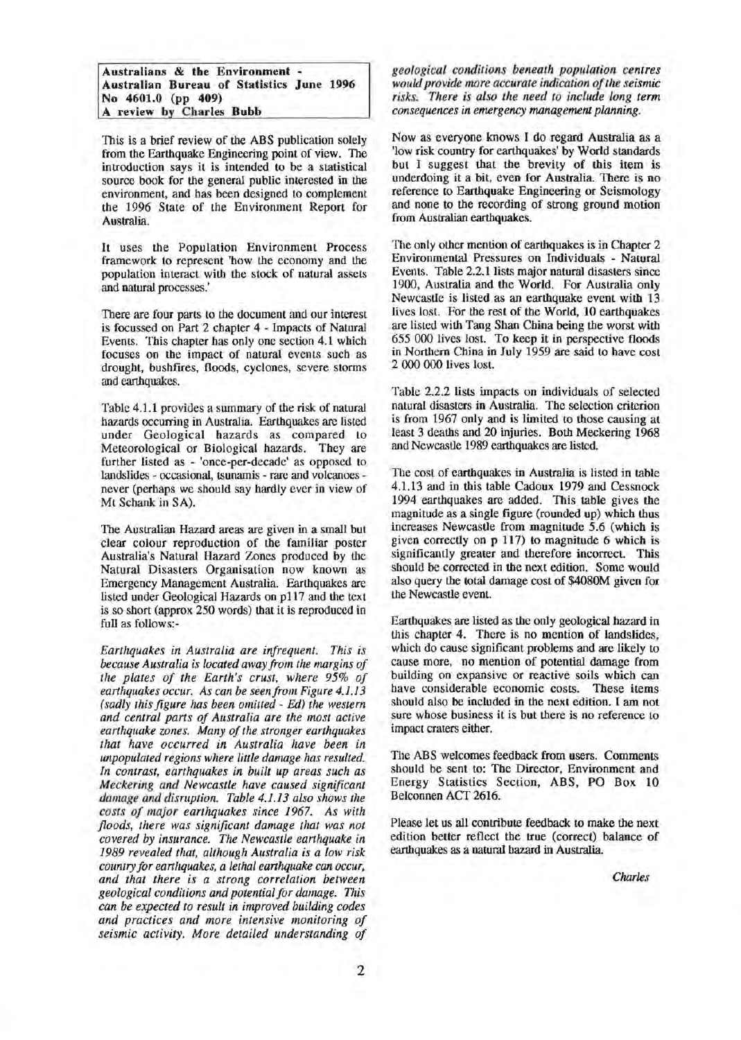**Australians & the Environment - Australian Bureau of Statistics June 1996 No 4601.0 (pp 409) A review by Charles Bubb**

This is a brief review of the ABS publication solely from the Earthquake Engineering point of view. The introduction says it is intended to be a statistical source book for the general public interested in the environment, and has been designed to complement the 1996 State of the Environment Report for Australia.

It uses the Population Environment Process framework to represent 'how the economy and the population interact with the stock of natural assets and natural processes.'

There are four parts to the document and our interest is focussed on Part 2 chapter 4 - Impacts of Natural Events. This chapter has only one section 4.1 which focuses on the impact of natural events such as drought, bushfires, floods, cyclones, severe storms and earthquakes.

Table 4.1.1 provides a summary of the risk of natural hazards occurring in Australia. Earthquakes are listed under Geological hazards as compared to Meteorological or Biological hazards. They are further listed as - 'once-per-decade' as opposed to landslides - occasional, tsunamis - rare and volcanoes - never (perhaps we should say hardly ever in view of Mt Schank in SA).

The Australian Hazard areas are given in a small but clear colour reproduction of the familiar poster Australia's Natural Hazard Zones produced by the Natural Disasters Organisation now known as Emergency Management Australia. Earthquakes are listed under Geological Hazards on p117 and the text is so short (approx 250 words) that it is reproduced in full as follows:-

*Earthquakes in Australia are infrequent. This is because Australia is located away from the margins of the plates of the Earth's crust, where 95% of earthquakes occur. As can be seen from Figure 4.1.13 (sadly this figure has been omitted - Ed) the western and central parts of Australia are the most active earthquake zones. Many of the stronger earthquakes that have occurred in Australia have been in unpopulated regions where little damage has resulted. In contrast, earthquakes in built up areas such as Meckering and Newcastle have caused significant damage and disruption. Table 4.1.13 also shows the costs of major earthquakes since 1967. As with floods, there was significant damage that was not covered by insurance. The Newcastle earthquake in 1989 revealed that, although Australia is a low risk country for earthquakes, a lethal earthquake can occur, and that there is a strong correlation between geological conditions and potential for damage. This can be expected to result in improved building codes and practices and more intensive monitoring of seismic activity. More detailed understanding of geological conditions beneath population centres would provide more accurate indication of the seismic risks. There is also the need to include long term consequences in emergency management planning.*

Now as everyone knows I do regard Australia as a 'low risk country for earthquakes' by World standards but I suggest that the brevity of this item is underdoing it a bit, even for Australia. There is no reference to Earthquake Engineering or Seismology and none to the recording of strong ground motion from Australian earthquakes.

The only other mention of earthquakes is in Chapter 2 Environmental Pressures on Individuals - Natural Events. Table 2.2.1 lists major natural disasters since 1900, Australia and the World. For Australia only Newcastle is listed as an earthquake event with 13 lives lost. For the rest of the World, 10 earthquakes are listed with Tang Shan China being the worst with 655 000 lives lost. To keep it in perspective floods in Northern China in July 1959 are said to have cost 2 000 000 lives lost.

Table 2.2.2 lists impacts on individuals of selected natural disasters in Australia. The selection criterion is from 1967 only and is limited to those causing at least 3 deaths and 20 injuries. Both Meckering 1968 and Newcastle 1989 earthquakes are listed.

The cost of earthquakes in Australia is listed in table 4.1.13 and in this table Cadoux 1979 and Cessnock 1994 earthquakes are added. This table gives the magnitude as a single figure (rounded up) which thus increases Newcastle from magnitude 5.6 (which is given correctly on p 117) to magnitude 6 which is significantly greater and therefore incorrect. This should be corrected in the next edition. Some would also query the total damage cost of $4080M given for the Newcastle event.

Earthquakes are listed as the only geological hazard in this chapter 4. There is no mention of landslides, which do cause significant problems and are likely to cause more, no mention of potential damage from building on expansive or reactive soils which can have considerable economic costs. These items should also be included in the next edition. I am not sure whose business it is but there is no reference to impact craters either.

The ABS welcomes feedback from users. Comments should be sent to: The Director, Environment and Energy Statistics Section, ABS, PO Box 10 Belconnen ACT 2616.

Please let us all contribute feedback to make the next edition better reflect the true (correct) balance of earthquakes as a natural hazard in Australia.

*Charles*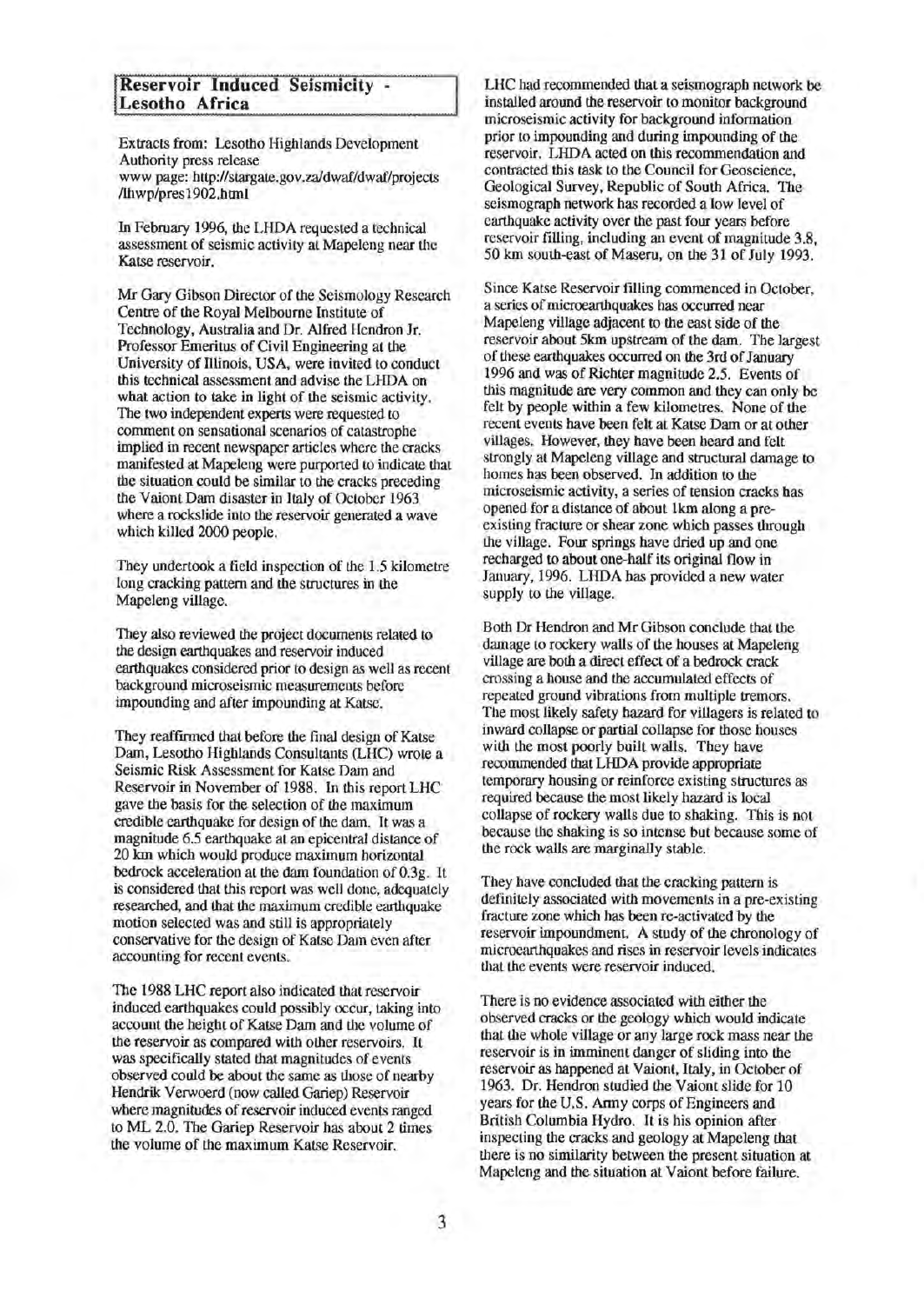## Reservoir Induced Seismicity - Lesotho Africa

Extracts from: Lesotho Highlands Development Authority press release
www page: http://stargate.gov.za/dwaf/dwaf/projects/lhwp/pres1902.html

In February 1996, the LHDA requested a technical assessment of seismic activity at Mapeleng near the Katse reservoir.

Mr Gary Gibson Director of the Seismology Research Centre of the Royal Melbourne Institute of Technology, Australia and Dr. Alfred Hendron Jr. Professor Emeritus of Civil Engineering at the University of Illinois, USA, were invited to conduct this technical assessment and advise the LHDA on what action to take in light of the seismic activity. The two independent experts were requested to comment on sensational scenarios of catastrophe implied in recent newspaper articles where the cracks manifested at Mapeleng were purported to indicate that the situation could be similar to the cracks preceding the Vaiont Dam disaster in Italy of October 1963 where a rockslide into the reservoir generated a wave which killed 2000 people.

They undertook a field inspection of the 1.5 kilometre long cracking pattern and the structures in the Mapeleng village.

They also reviewed the project documents related to the design earthquakes and reservoir induced earthquakes considered prior to design as well as recent background microseismic measurements before impounding and after impounding at Katse.

They reaffirmed that before the final design of Katse Dam, Lesotho Highlands Consultants (LHC) wrote a Seismic Risk Assessment for Katse Dam and Reservoir in November of 1988. In this report LHC gave the basis for the selection of the maximum credible earthquake for design of the dam. It was a magnitude 6.5 earthquake at an epicentral distance of 20 km which would produce maximum horizontal bedrock acceleration at the dam foundation of 0.3g. It is considered that this report was well done, adequately researched, and that the maximum credible earthquake motion selected was and still is appropriately conservative for the design of Katse Dam even after accounting for recent events.

The 1988 LHC report also indicated that reservoir induced earthquakes could possibly occur, taking into account the height of Katse Dam and the volume of the reservoir as compared with other reservoirs. It was specifically stated that magnitudes of events observed could be about the same as those of nearby Hendrik Verwoerd (now called Gariep) Reservoir where magnitudes of reservoir induced events ranged to ML 2.0. The Gariep Reservoir has about 2 times the volume of the maximum Katse Reservoir.

LHC had recommended that a seismograph network be installed around the reservoir to monitor background microseismic activity for background information prior to impounding and during impounding of the reservoir. LHDA acted on this recommendation and contracted this task to the Council for Geoscience, Geological Survey, Republic of South Africa. The seismograph network has recorded a low level of earthquake activity over the past four years before reservoir filling, including an event of magnitude 3.8, 50 km south-east of Maseru, on the 31 of July 1993.

Since Katse Reservoir filling commenced in October, a series of microearthquakes has occurred near Mapeleng village adjacent to the east side of the reservoir about 5km upstream of the dam. The largest of these earthquakes occurred on the 3rd of January 1996 and was of Richter magnitude 2.5. Events of this magnitude are very common and they can only be felt by people within a few kilometres. None of the recent events have been felt at Katse Dam or at other villages. However, they have been heard and felt strongly at Mapeleng village and structural damage to homes has been observed. In addition to the microseismic activity, a series of tension cracks has opened for a distance of about 1km along a pre-existing fracture or shear zone which passes through the village. Four springs have dried up and one recharged to about one-half its original flow in January, 1996. LHDA has provided a new water supply to the village.

Both Dr Hendron and Mr Gibson conclude that the damage to rockery walls of the houses at Mapeleng village are both a direct effect of a bedrock crack crossing a house and the accumulated effects of repeated ground vibrations from multiple tremors. The most likely safety hazard for villagers is related to inward collapse or partial collapse for those houses with the most poorly built walls. They have recommended that LHDA provide appropriate temporary housing or reinforce existing structures as required because the most likely hazard is local collapse of rockery walls due to shaking. This is not because the shaking is so intense but because some of the rock walls are marginally stable.

They have concluded that the cracking pattern is definitely associated with movements in a pre-existing fracture zone which has been re-activated by the reservoir impoundment. A study of the chronology of microearthquakes and rises in reservoir levels indicates that the events were reservoir induced.

There is no evidence associated with either the observed cracks or the geology which would indicate that the whole village or any large rock mass near the reservoir is in imminent danger of sliding into the reservoir as happened at Vaiont, Italy, in October of 1963. Dr. Hendron studied the Vaiont slide for 10 years for the U.S. Army corps of Engineers and British Columbia Hydro. It is his opinion after inspecting the cracks and geology at Mapeleng that there is no similarity between the present situation at Mapeleng and the situation at Vaiont before failure.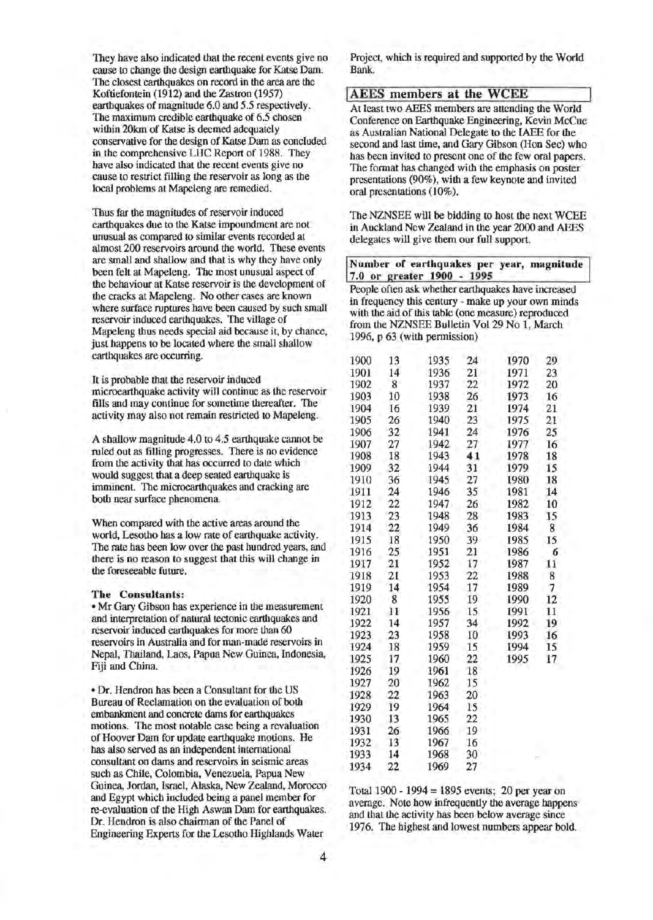They have also indicated that the recent events give no cause to change the design earthquake for Katse Dam. The closest earthquakes on record in the area are the Koffiefontein (1912) and the Zastron (1957) earthquakes of magnitude 6.0 and 5.5 respectively. The maximum credible earthquake of 6.5 chosen within 20km of Katse is deemed adequately conservative for the design of Katse Dam as concluded in the comprehensive LHC Report of 1988. They have also indicated that the recent events give no cause to restrict filling the reservoir as long as the local problems at Mapeleng are remedied.

Thus far the magnitudes of reservoir induced earthquakes due to the Katse impoundment are not unusual as compared to similar events recorded at almost 200 reservoirs around the world. These events are small and shallow and that is why they have only been felt at Mapeleng. The most unusual aspect of the behaviour at Katse reservoir is the development of the cracks at Mapeleng. No other cases are known where surface ruptures have been caused by such small reservoir induced earthquakes. The village of Mapeleng thus needs special aid because it, by chance, just happens to be located where the small shallow earthquakes are occurring.

It is probable that the reservoir induced microearthquake activity will continue as the reservoir fills and may continue for sometime thereafter. The activity may also not remain restricted to Mapeleng.

A shallow magnitude 4.0 to 4.5 earthquake cannot be ruled out as filling progresses. There is no evidence from the activity that has occurred to date which would suggest that a deep seated earthquake is imminent. The microearthquakes and cracking are both near surface phenomena.

When compared with the active areas around the world, Lesotho has a low rate of earthquake activity. The rate has been low over the past hundred years, and there is no reason to suggest that this will change in the foreseeable future.

**The Consultants:**

• Mr Gary Gibson has experience in the measurement and interpretation of natural tectonic earthquakes and reservoir induced earthquakes for more than 60 reservoirs in Australia and for man-made reservoirs in Nepal, Thailand, Laos, Papua New Guinea, Indonesia, Fiji and China.

• Dr. Hendron has been a Consultant for the US Bureau of Reclamation on the evaluation of both embankment and concrete dams for earthquakes motions. The most notable case being a revaluation of Hoover Dam for update earthquake motions. He has also served as an independent international consultant on dams and reservoirs in seismic areas such as Chile, Colombia, Venezuela, Papua New Guinea, Jordan, Israel, Alaska, New Zealand, Morocco and Egypt which included being a panel member for re-evaluation of the High Aswan Dam for earthquakes. Dr. Hendron is also chairman of the Panel of Engineering Experts for the Lesotho Highlands Water Project, which is required and supported by the World Bank.

## AEES members at the WCEE

At least two AEES members are attending the World Conference on Earthquake Engineering, Kevin McCue as Australian National Delegate to the IAEE for the second and last time, and Gary Gibson (Hon Sec) who has been invited to present one of the few oral papers. The format has changed with the emphasis on poster presentations (90%), with a few keynote and invited oral presentations (10%).

The NZNSEE will be bidding to host the next WCEE in Auckland New Zealand in the year 2000 and AEES delegates will give them our full support.

## Number of earthquakes per year, magnitude 7.0 or greater 1900 - 1995

People often ask whether earthquakes have increased in frequency this century - make up your own minds with the aid of this table (one measure) reproduced from the NZNSEE Bulletin Vol 29 No 1, March 1996, p 63 (with permission)

| | | | | | |
|---|---|---|---|---|---|
| 1900 | 13 | 1935 | 24 | 1970 | 29 |
| 1901 | 14 | 1936 | 21 | 1971 | 23 |
| 1902 | 8 | 1937 | 22 | 1972 | 20 |
| 1903 | 10 | 1938 | 26 | 1973 | 16 |
| 1904 | 16 | 1939 | 21 | 1974 | 21 |
| 1905 | 26 | 1940 | 23 | 1975 | 21 |
| 1906 | 32 | 1941 | 24 | 1976 | 25 |
| 1907 | 27 | 1942 | 27 | 1977 | 16 |
| 1908 | 18 | 1943 | **41** | 1978 | 18 |
| 1909 | 32 | 1944 | 31 | 1979 | 15 |
| 1910 | 36 | 1945 | 27 | 1980 | 18 |
| 1911 | 24 | 1946 | 35 | 1981 | 14 |
| 1912 | 22 | 1947 | 26 | 1982 | 10 |
| 1913 | 23 | 1948 | 28 | 1983 | 15 |
| 1914 | 22 | 1949 | 36 | 1984 | 8 |
| 1915 | 18 | 1950 | 39 | 1985 | 15 |
| 1916 | 25 | 1951 | 21 | 1986 | **6** |
| 1917 | 21 | 1952 | 17 | 1987 | 11 |
| 1918 | 21 | 1953 | 22 | 1988 | 8 |
| 1919 | 14 | 1954 | 17 | 1989 | 7 |
| 1920 | 8 | 1955 | 19 | 1990 | 12 |
| 1921 | 11 | 1956 | 15 | 1991 | 11 |
| 1922 | 14 | 1957 | 34 | 1992 | 19 |
| 1923 | 23 | 1958 | 10 | 1993 | 16 |
| 1924 | 18 | 1959 | 15 | 1994 | 15 |
| 1925 | 17 | 1960 | 22 | 1995 | 17 |
| 1926 | 19 | 1961 | 18 | | |
| 1927 | 20 | 1962 | 15 | | |
| 1928 | 22 | 1963 | 20 | | |
| 1929 | 19 | 1964 | 15 | | |
| 1930 | 13 | 1965 | 22 | | |
| 1931 | 26 | 1966 | 19 | | |
| 1932 | 13 | 1967 | 16 | | |
| 1933 | 14 | 1968 | 30 | | |
| 1934 | 22 | 1969 | 27 | | |

Total 1900 - 1994 = 1895 events; 20 per year on average. Note how infrequently the average happens and that the activity has been below average since 1976. The highest and lowest numbers appear bold.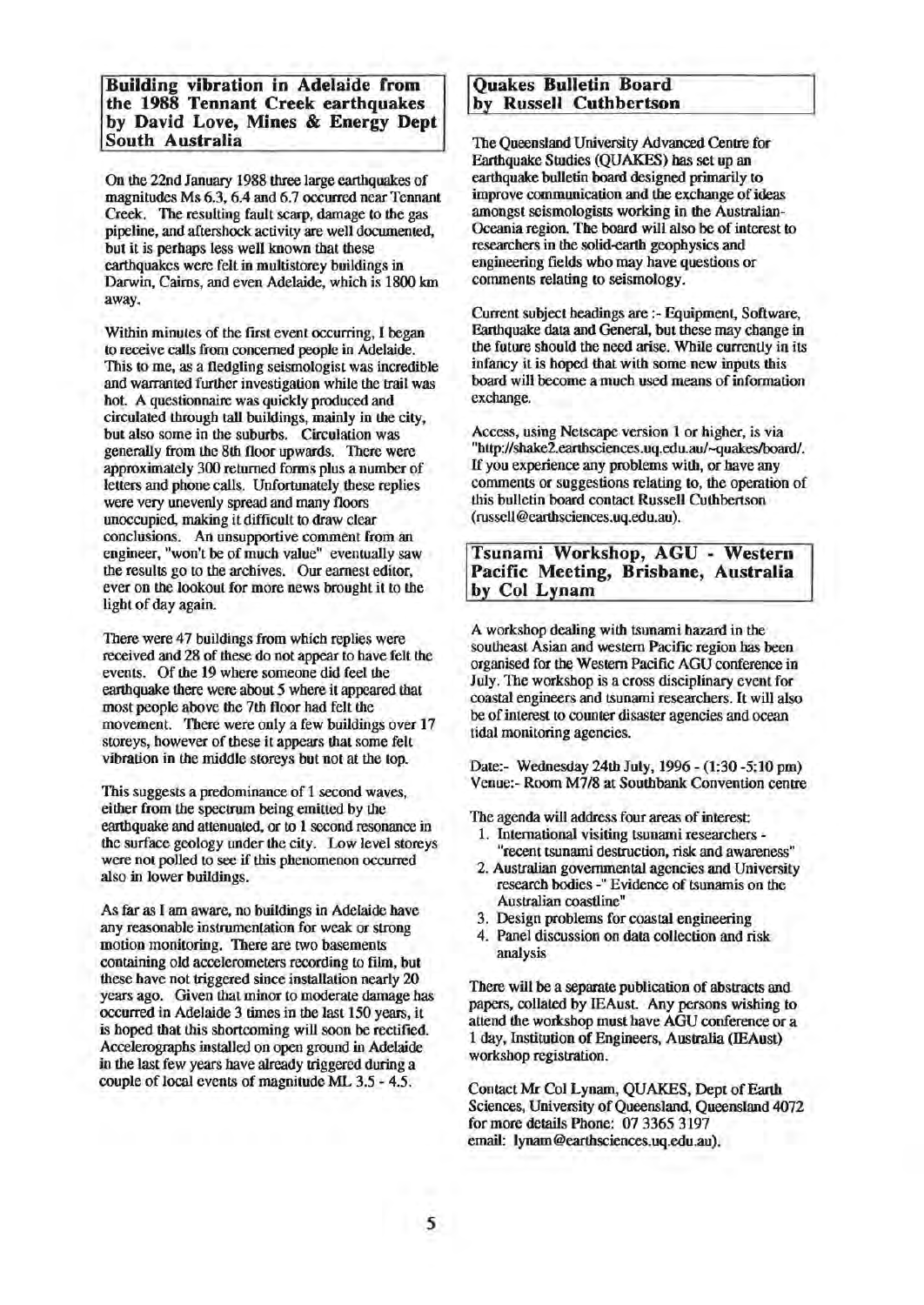## Building vibration in Adelaide from the 1988 Tennant Creek earthquakes by David Love, Mines & Energy Dept South Australia

On the 22nd January 1988 three large earthquakes of magnitudes Ms 6.3, 6.4 and 6.7 occurred near Tennant Creek. The resulting fault scarp, damage to the gas pipeline, and aftershock activity are well documented, but it is perhaps less well known that these earthquakes were felt in multistorey buildings in Darwin, Cairns, and even Adelaide, which is 1800 km away.

Within minutes of the first event occurring, I began to receive calls from concerned people in Adelaide. This to me, as a fledgling seismologist was incredible and warranted further investigation while the trail was hot. A questionnaire was quickly produced and circulated through tall buildings, mainly in the city, but also some in the suburbs. Circulation was generally from the 8th floor upwards. There were approximately 300 returned forms plus a number of letters and phone calls. Unfortunately these replies were very unevenly spread and many floors unoccupied, making it difficult to draw clear conclusions. An unsupportive comment from an engineer, "won't be of much value" eventually saw the results go to the archives. Our earnest editor, ever on the lookout for more news brought it to the light of day again.

There were 47 buildings from which replies were received and 28 of these do not appear to have felt the events. Of the 19 where someone did feel the earthquake there were about 5 where it appeared that most people above the 7th floor had felt the movement. There were only a few buildings over 17 storeys, however of these it appears that some felt vibration in the middle storeys but not at the top.

This suggests a predominance of 1 second waves, either from the spectrum being emitted by the earthquake and attenuated, or to 1 second resonance in the surface geology under the city. Low level storeys were not polled to see if this phenomenon occurred also in lower buildings.

As far as I am aware, no buildings in Adelaide have any reasonable instrumentation for weak or strong motion monitoring. There are two basements containing old accelerometers recording to film, but these have not triggered since installation nearly 20 years ago. Given that minor to moderate damage has occurred in Adelaide 3 times in the last 150 years, it is hoped that this shortcoming will soon be rectified. Accelerographs installed on open ground in Adelaide in the last few years have already triggered during a couple of local events of magnitude ML 3.5 - 4.5.

## Quakes Bulletin Board by Russell Cuthbertson

The Queensland University Advanced Centre for Earthquake Studies (QUAKES) has set up an earthquake bulletin board designed primarily to improve communication and the exchange of ideas amongst seismologists working in the Australian-Oceania region. The board will also be of interest to researchers in the solid-earth geophysics and engineering fields who may have questions or comments relating to seismology.

Current subject headings are :- Equipment, Software, Earthquake data and General, but these may change in the future should the need arise. While currently in its infancy it is hoped that with some new inputs this board will become a much used means of information exchange.

Access, using Netscape version 1 or higher, is via "http://shake2.earthsciences.uq.edu.au/~quakes/board/. If you experience any problems with, or have any comments or suggestions relating to, the operation of this bulletin board contact Russell Cuthbertson (russell@earthsciences.uq.edu.au).

## Tsunami Workshop, AGU - Western Pacific Meeting, Brisbane, Australia by Col Lynam

A workshop dealing with tsunami hazard in the southeast Asian and western Pacific region has been organised for the Western Pacific AGU conference in July. The workshop is a cross disciplinary event for coastal engineers and tsunami researchers. It will also be of interest to counter disaster agencies and ocean tidal monitoring agencies.

Date:- Wednesday 24th July, 1996 - (1:30 -5:10 pm)
Venue:- Room M7/8 at Southbank Convention centre

The agenda will address four areas of interest:

1. International visiting tsunami researchers - "recent tsunami destruction, risk and awareness"
2. Australian governmental agencies and University research bodies -" Evidence of tsunamis on the Australian coastline"
3. Design problems for coastal engineering
4. Panel discussion on data collection and risk analysis

There will be a separate publication of abstracts and papers, collated by IEAust. Any persons wishing to attend the workshop must have AGU conference or a 1 day, Institution of Engineers, Australia (IEAust) workshop registration.

Contact Mr Col Lynam, QUAKES, Dept of Earth Sciences, University of Queensland, Queensland 4072 for more details Phone: 07 3365 3197
email: lynam@earthsciences.uq.edu.au).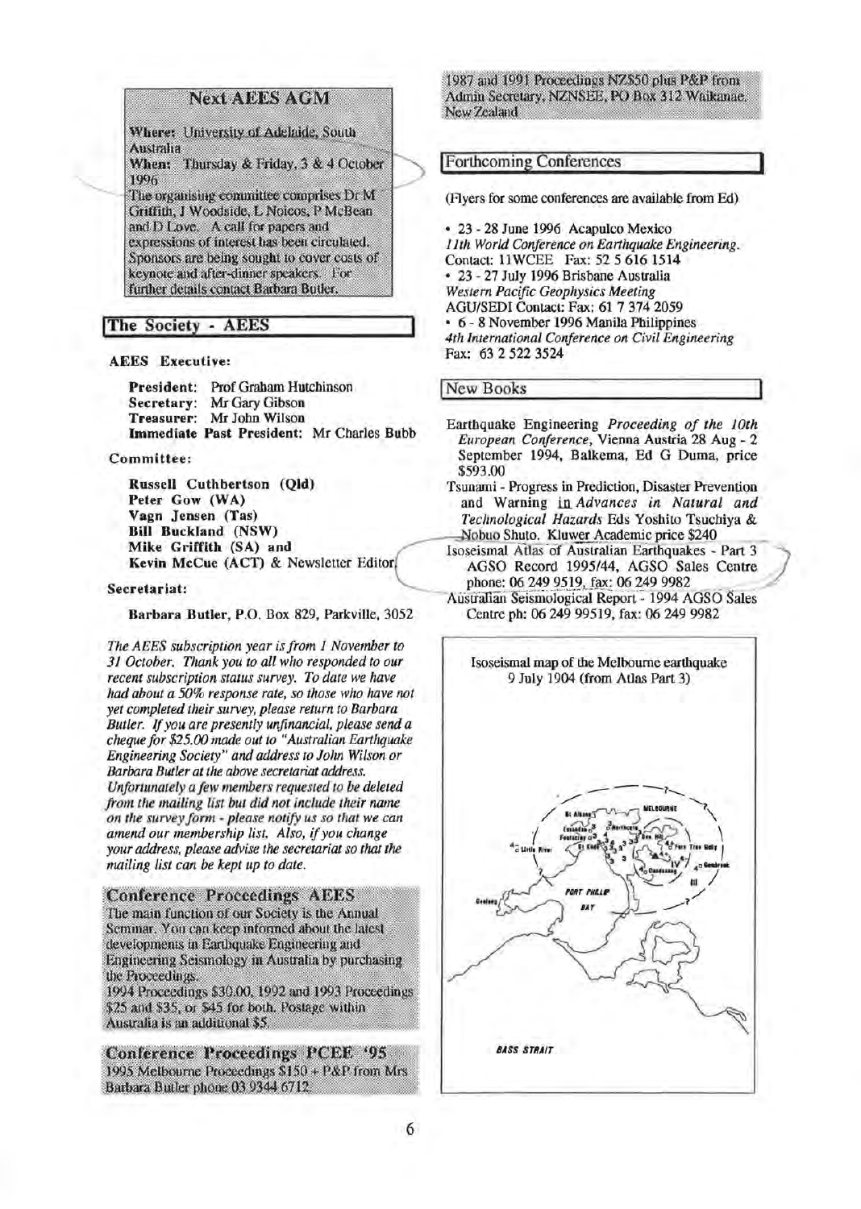## Next AEES AGM

**Where:** University of Adelaide, South Australia
**When:** Thursday & Friday, 3 & 4 October 1996

The organising committee comprises Dr M Griffith, J Woodside, L Noicos, P McBean and D Love. A call for papers and expressions of interest has been circulated. Sponsors are being sought to cover costs of keynote and after-dinner speakers. For further details contact Barbara Butler.

## The Society - AEES

**AEES Executive:**

**President:** Prof Graham Hutchinson
**Secretary:** Mr Gary Gibson
**Treasurer:** Mr John Wilson
**Immediate Past President:** Mr Charles Bubb

**Committee:**

**Russell Cuthbertson (Qld)**
**Peter Gow (WA)**
**Vagn Jensen (Tas)**
**Bill Buckland (NSW)**
**Mike Griffith (SA) and**
**Kevin McCue (ACT)** & Newsletter Editor

**Secretariat:**

**Barbara Butler**, P.O. Box 829, Parkville, 3052

*The AEES subscription year is from 1 November to 31 October. Thank you to all who responded to our recent subscription status survey. To date we have had about a 50% response rate, so those who have not yet completed their survey, please return to Barbara Butler. If you are presently unfinancial, please send a cheque for $25.00 made out to "Australian Earthquake Engineering Society" and address to John Wilson or Barbara Butler at the above secretariat address. Unfortunately a few members requested to be deleted from the mailing list but did not include their name on the survey form - please notify us so that we can amend our membership list. Also, if you change your address, please advise the secretariat so that the mailing list can be kept up to date.*

## Conference Proceedings AEES

The main function of our Society is the Annual Seminar. You can keep informed about the latest developments in Earthquake Engineering and Engineering Seismology in Australia by purchasing the Proceedings.

1994 Proceedings $30.00, 1992 and 1993 Proceedings $25 and $35, or $45 for both. Postage within Australia is an additional $5.

## Conference Proceedings PCEE '95

1995 Melbourne Proceedings $150 + P&P from Mrs Barbara Butler phone 03 9344 6712.

1987 and 1991 Proceedings NZ$50 plus P&P from Admin Secretary, NZNSEE, PO Box 312 Waikanae, New Zealand

## Forthcoming Conferences

(Flyers for some conferences are available from Ed)

- 23 - 28 June 1996 Acapulco Mexico
  *11th World Conference on Earthquake Engineering.*
  Contact: 11WCEE Fax: 52 5 616 1514
- 23 - 27 July 1996 Brisbane Australia
  *Western Pacific Geophysics Meeting*
  AGU/SEDI Contact: Fax: 61 7 374 2059
- 6 - 8 November 1996 Manila Philippines
  *4th International Conference on Civil Engineering*
  Fax: 63 2 522 3524

## New Books

Earthquake Engineering *Proceeding of the 10th European Conference*, Vienna Austria 28 Aug - 2 September 1994, Balkema, Ed G Duma, price $593.00

Tsunami - Progress in Prediction, Disaster Prevention and Warning in *Advances in Natural and Technological Hazards* Eds Yoshito Tsuchiya & Nobuo Shuto. Kluwer Academic price $240

Isoseismal Atlas of Australian Earthquakes - Part 3 AGSO Record 1995/44, AGSO Sales Centre phone: 06 249 9519, fax: 06 249 9982

Australian Seismological Report - 1994 AGSO Sales Centre ph: 06 249 99519, fax: 06 249 9982

Isoseismal map of the Melbourne earthquake 9 July 1904 (from Atlas Part 3)

MELBOURNE
PORT PHILLIP BAY
Geelong
BASS STRAIT